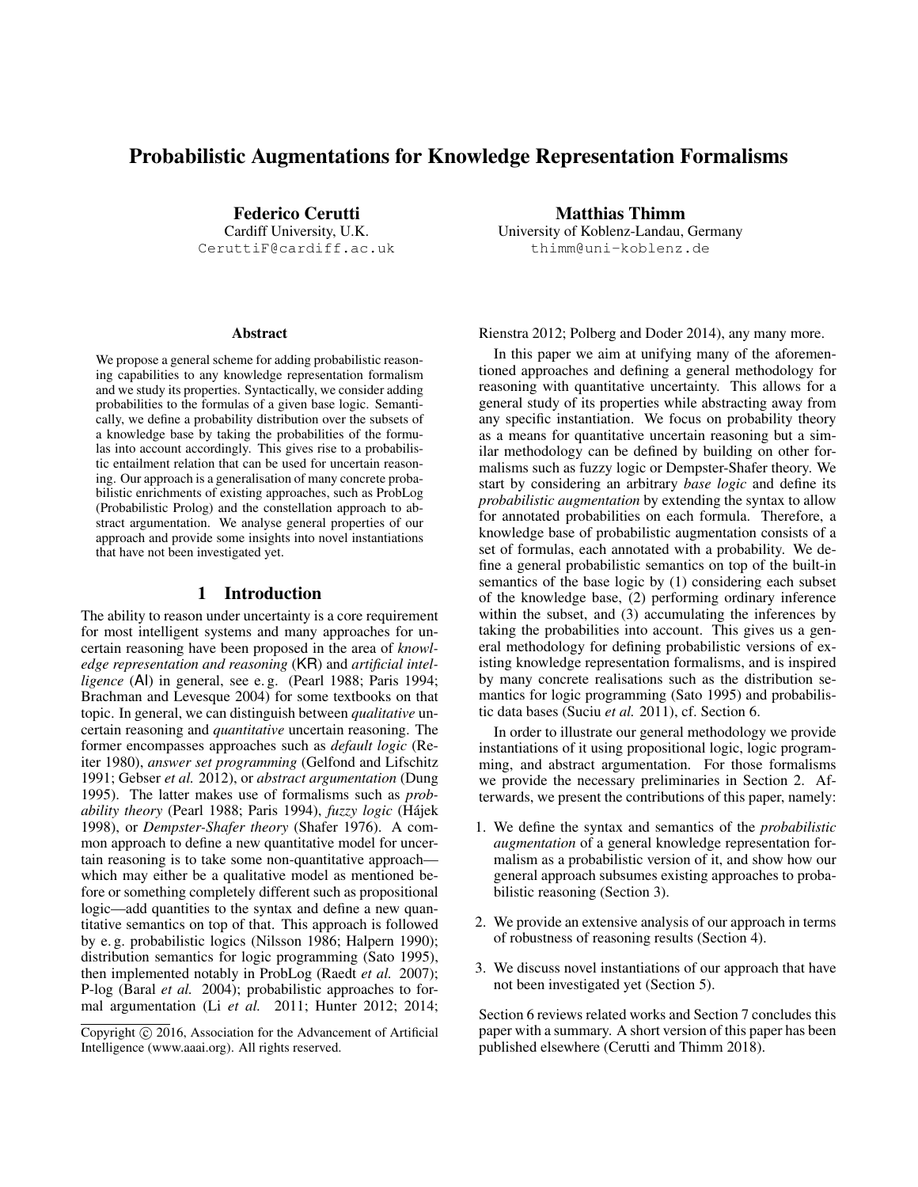# Probabilistic Augmentations for Knowledge Representation Formalisms

**Federico Cerutti**
Cardiff University, U.K.
CeruttiF@cardiff.ac.uk

**Matthias Thimm**
University of Koblenz-Landau, Germany
thimm@uni-koblenz.de

## Abstract

We propose a general scheme for adding probabilistic reasoning capabilities to any knowledge representation formalism and we study its properties. Syntactically, we consider adding probabilities to the formulas of a given base logic. Semantically, we define a probability distribution over the subsets of a knowledge base by taking the probabilities of the formulas into account accordingly. This gives rise to a probabilistic entailment relation that can be used for uncertain reasoning. Our approach is a generalisation of many concrete probabilistic enrichments of existing approaches, such as ProbLog (Probabilistic Prolog) and the constellation approach to abstract argumentation. We analyse general properties of our approach and provide some insights into novel instantiations that have not been investigated yet.

## 1 Introduction

The ability to reason under uncertainty is a core requirement for most intelligent systems and many approaches for uncertain reasoning have been proposed in the area of *knowledge representation and reasoning* (KR) and *artificial intelligence* (AI) in general, see e. g. (Pearl 1988; Paris 1994; Brachman and Levesque 2004) for some textbooks on that topic. In general, we can distinguish between *qualitative* uncertain reasoning and *quantitative* uncertain reasoning. The former encompasses approaches such as *default logic* (Reiter 1980), *answer set programming* (Gelfond and Lifschitz 1991; Gebser *et al.* 2012), or *abstract argumentation* (Dung 1995). The latter makes use of formalisms such as *probability theory* (Pearl 1988; Paris 1994), *fuzzy logic* (Hájek 1998), or *Dempster-Shafer theory* (Shafer 1976). A common approach to define a new quantitative model for uncertain reasoning is to take some non-quantitative approach—which may either be a qualitative model as mentioned before or something completely different such as propositional logic—add quantities to the syntax and define a new quantitative semantics on top of that. This approach is followed by e. g. probabilistic logics (Nilsson 1986; Halpern 1990); distribution semantics for logic programming (Sato 1995), then implemented notably in ProbLog (Raedt *et al.* 2007); P-log (Baral *et al.* 2004); probabilistic approaches to formal argumentation (Li *et al.* 2011; Hunter 2012; 2014; Rienstra 2012; Polberg and Doder 2014), any many more.

In this paper we aim at unifying many of the aforementioned approaches and defining a general methodology for reasoning with quantitative uncertainty. This allows for a general study of its properties while abstracting away from any specific instantiation. We focus on probability theory as a means for quantitative uncertain reasoning but a similar methodology can be defined by building on other formalisms such as fuzzy logic or Dempster-Shafer theory. We start by considering an arbitrary *base logic* and define its *probabilistic augmentation* by extending the syntax to allow for annotated probabilities on each formula. Therefore, a knowledge base of probabilistic augmentation consists of a set of formulas, each annotated with a probability. We define a general probabilistic semantics on top of the built-in semantics of the base logic by (1) considering each subset of the knowledge base, (2) performing ordinary inference within the subset, and (3) accumulating the inferences by taking the probabilities into account. This gives us a general methodology for defining probabilistic versions of existing knowledge representation formalisms, and is inspired by many concrete realisations such as the distribution semantics for logic programming (Sato 1995) and probabilistic data bases (Suciu *et al.* 2011), cf. Section 6.

In order to illustrate our general methodology we provide instantiations of it using propositional logic, logic programming, and abstract argumentation. For those formalisms we provide the necessary preliminaries in Section 2. Afterwards, we present the contributions of this paper, namely:

1. We define the syntax and semantics of the *probabilistic augmentation* of a general knowledge representation formalism as a probabilistic version of it, and show how our general approach subsumes existing approaches to probabilistic reasoning (Section 3).
2. We provide an extensive analysis of our approach in terms of robustness of reasoning results (Section 4).
3. We discuss novel instantiations of our approach that have not been investigated yet (Section 5).

Section 6 reviews related works and Section 7 concludes this paper with a summary. A short version of this paper has been published elsewhere (Cerutti and Thimm 2018).

Copyright © 2016, Association for the Advancement of Artificial Intelligence (www.aaai.org). All rights reserved.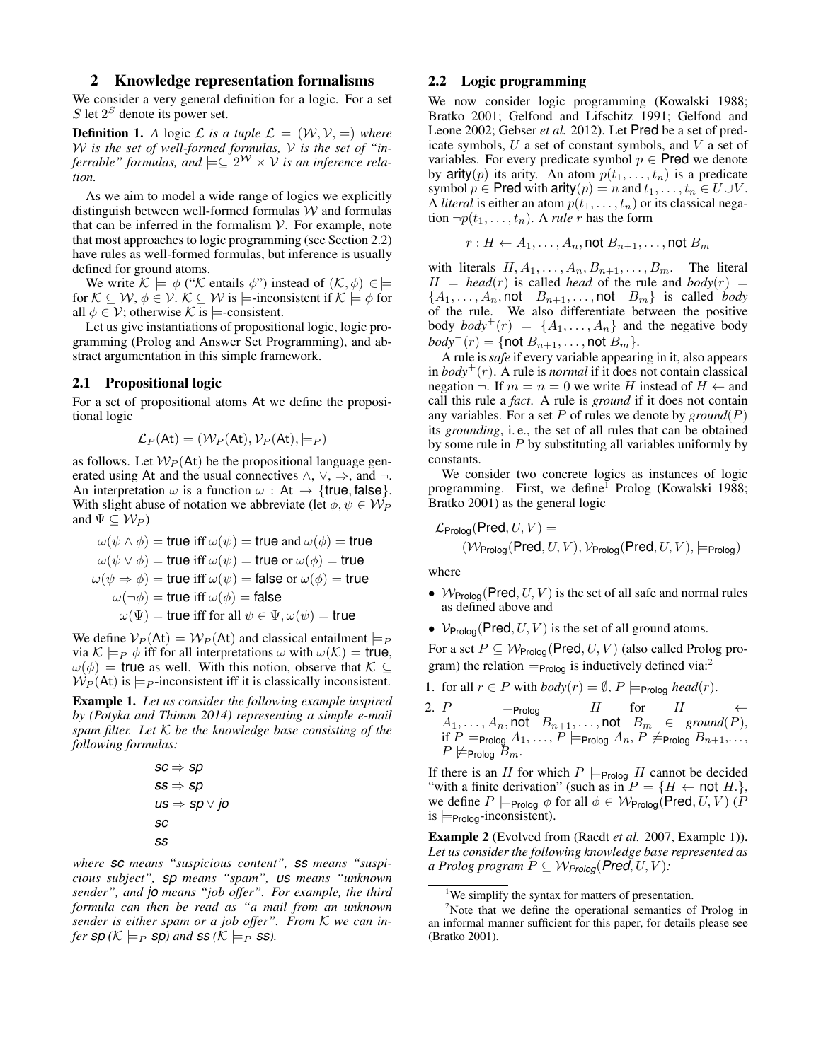## 2 Knowledge representation formalisms

We consider a very general definition for a logic. For a set $S$ let $2^S$ denote its power set.

**Definition 1.** *A logic $\mathcal{L}$ is a tuple $\mathcal{L} = (\mathcal{W}, \mathcal{V}, \models)$ where $\mathcal{W}$ is the set of well-formed formulas, $\mathcal{V}$ is the set of "inferrable" formulas, and $\models \subseteq 2^{\mathcal{W}} \times \mathcal{V}$ is an inference relation.*

As we aim to model a wide range of logics we explicitly distinguish between well-formed formulas $\mathcal{W}$ and formulas that can be inferred in the formalism $\mathcal{V}$. For example, note that most approaches to logic programming (see Section 2.2) have rules as well-formed formulas, but inference is usually defined for ground atoms.

We write $\mathcal{K} \models \phi$ ("$\mathcal{K}$ entails $\phi$") instead of $(\mathcal{K}, \phi) \in \models$ for $\mathcal{K} \subseteq \mathcal{W}$, $\phi \in \mathcal{V}$. $\mathcal{K} \subseteq \mathcal{W}$ is $\models$-inconsistent if $\mathcal{K} \models \phi$ for all $\phi \in \mathcal{V}$; otherwise $\mathcal{K}$ is $\models$-consistent.

Let us give instantiations of propositional logic, logic programming (Prolog and Answer Set Programming), and abstract argumentation in this simple framework.

### 2.1 Propositional logic

For a set of propositional atoms $\mathsf{At}$ we define the propositional logic

$$\mathcal{L}_P(\mathsf{At}) = (\mathcal{W}_P(\mathsf{At}), \mathcal{V}_P(\mathsf{At}), \models_P)$$

as follows. Let $\mathcal{W}_P(\mathsf{At})$ be the propositional language generated using $\mathsf{At}$ and the usual connectives $\wedge$, $\vee$, $\Rightarrow$, and $\neg$. An interpretation $\omega$ is a function $\omega : \mathsf{At} \rightarrow \{\mathsf{true}, \mathsf{false}\}$. With slight abuse of notation we abbreviate (let $\phi, \psi \in \mathcal{W}_P$ and $\Psi \subseteq \mathcal{W}_P$)

$$\begin{aligned}
\omega(\psi \wedge \phi) &= \mathsf{true} \text{ iff } \omega(\psi) = \mathsf{true} \text{ and } \omega(\phi) = \mathsf{true} \\
\omega(\psi \vee \phi) &= \mathsf{true} \text{ iff } \omega(\psi) = \mathsf{true} \text{ or } \omega(\phi) = \mathsf{true} \\
\omega(\psi \Rightarrow \phi) &= \mathsf{true} \text{ iff } \omega(\psi) = \mathsf{false} \text{ or } \omega(\phi) = \mathsf{true} \\
\omega(\neg\phi) &= \mathsf{true} \text{ iff } \omega(\phi) = \mathsf{false} \\
\omega(\Psi) &= \mathsf{true} \text{ iff for all } \psi \in \Psi, \omega(\psi) = \mathsf{true}
\end{aligned}$$

We define $\mathcal{V}_P(\mathsf{At}) = \mathcal{W}_P(\mathsf{At})$ and classical entailment $\models_P$ via $\mathcal{K} \models_P \phi$ iff for all interpretations $\omega$ with $\omega(\mathcal{K}) = \mathsf{true}$, $\omega(\phi) = \mathsf{true}$ as well. With this notion, observe that $\mathcal{K} \subseteq \mathcal{W}_P(\mathsf{At})$ is $\models_P$-inconsistent iff it is classically inconsistent.

**Example 1.** *Let us consider the following example inspired by (Potyka and Thimm 2014) representing a simple e-mail spam filter. Let $\mathcal{K}$ be the knowledge base consisting of the following formulas:*

$$\begin{aligned}
&sc \Rightarrow sp \\
&ss \Rightarrow sp \\
&us \Rightarrow sp \vee jo \\
&sc \\
&ss
\end{aligned}$$

*where $sc$ means "suspicious content", $ss$ means "suspicious subject", $sp$ means "spam", $us$ means "unknown sender", and $jo$ means "job offer". For example, the third formula can then be read as "a mail from an unknown sender is either spam or a job offer". From $\mathcal{K}$ we can infer $sp$ ($\mathcal{K} \models_P sp$) and $ss$ ($\mathcal{K} \models_P ss$).*

### 2.2 Logic programming

We now consider logic programming (Kowalski 1988; Bratko 2001; Gelfond and Lifschitz 1991; Gelfond and Leone 2002; Gebser *et al.* 2012). Let $\mathsf{Pred}$ be a set of predicate symbols, $U$ a set of constant symbols, and $V$ a set of variables. For every predicate symbol $p \in \mathsf{Pred}$ we denote by $\mathsf{arity}(p)$ its arity. An atom $p(t_1, \ldots, t_n)$ is a predicate symbol $p \in \mathsf{Pred}$ with $\mathsf{arity}(p) = n$ and $t_1, \ldots, t_n \in U \cup V$. A *literal* is either an atom $p(t_1, \ldots, t_n)$ or its classical negation $\neg p(t_1, \ldots, t_n)$. A *rule* $r$ has the form

$$r : H \leftarrow A_1, \ldots, A_n, \mathsf{not}\ B_{n+1}, \ldots, \mathsf{not}\ B_m$$

with literals $H, A_1, \ldots, A_n, B_{n+1}, \ldots, B_m$. The literal $H = head(r)$ is called *head* of the rule and $body(r) = \{A_1, \ldots, A_n, \mathsf{not}\ B_{n+1}, \ldots, \mathsf{not}\ B_m\}$ is called *body* of the rule. We also differentiate between the positive body $body^+(r) = \{A_1, \ldots, A_n\}$ and the negative body $body^-(r) = \{\mathsf{not}\ B_{n+1}, \ldots, \mathsf{not}\ B_m\}$.

A rule is *safe* if every variable appearing in it, also appears in $body^+(r)$. A rule is *normal* if it does not contain classical negation $\neg$. If $m = n = 0$ we write $H$ instead of $H \leftarrow$ and call this rule a *fact*. A rule is *ground* if it does not contain any variables. For a set $P$ of rules we denote by $ground(P)$ its *grounding*, i. e., the set of all rules that can be obtained by some rule in $P$ by substituting all variables uniformly by constants.

We consider two concrete logics as instances of logic programming. First, we define[1] Prolog (Kowalski 1988; Bratko 2001) as the general logic

$$\mathcal{L}_{\mathsf{Prolog}}(\mathsf{Pred}, U, V) = (\mathcal{W}_{\mathsf{Prolog}}(\mathsf{Pred}, U, V), \mathcal{V}_{\mathsf{Prolog}}(\mathsf{Pred}, U, V), \models_{\mathsf{Prolog}})$$

where

- $\mathcal{W}_{\mathsf{Prolog}}(\mathsf{Pred}, U, V)$ is the set of all safe and normal rules as defined above and
- $\mathcal{V}_{\mathsf{Prolog}}(\mathsf{Pred}, U, V)$ is the set of all ground atoms.

For a set $P \subseteq \mathcal{W}_{\mathsf{Prolog}}(\mathsf{Pred}, U, V)$ (also called Prolog program) the relation $\models_{\mathsf{Prolog}}$ is inductively defined via:[2]

1. for all $r \in P$ with $body(r) = \emptyset$, $P \models_{\mathsf{Prolog}} head(r)$.
2. $P \models_{\mathsf{Prolog}} H$ for $H \leftarrow A_1, \ldots, A_n, \mathsf{not}\ B_{n+1}, \ldots, \mathsf{not}\ B_m \in ground(P)$, if $P \models_{\mathsf{Prolog}} A_1, \ldots, P \models_{\mathsf{Prolog}} A_n$, $P \not\models_{\mathsf{Prolog}} B_{n+1}, \ldots, P \not\models_{\mathsf{Prolog}} B_m$.

If there is an $H$ for which $P \models_{\mathsf{Prolog}} H$ cannot be decided "with a finite derivation" (such as in $P = \{H \leftarrow \mathsf{not}\ H.\}$, we define $P \models_{\mathsf{Prolog}} \phi$ for all $\phi \in \mathcal{W}_{\mathsf{Prolog}}(\mathsf{Pred}, U, V)$ ($P$ is $\models_{\mathsf{Prolog}}$-inconsistent).

**Example 2** (Evolved from (Raedt *et al.* 2007, Example 1))**.** *Let us consider the following knowledge base represented as a Prolog program $P \subseteq \mathcal{W}_{\mathsf{Prolog}}(\mathsf{Pred}, U, V)$:*

[1] We simplify the syntax for matters of presentation.

[2] Note that we define the operational semantics of Prolog in an informal manner sufficient for this paper, for details please see (Bratko 2001).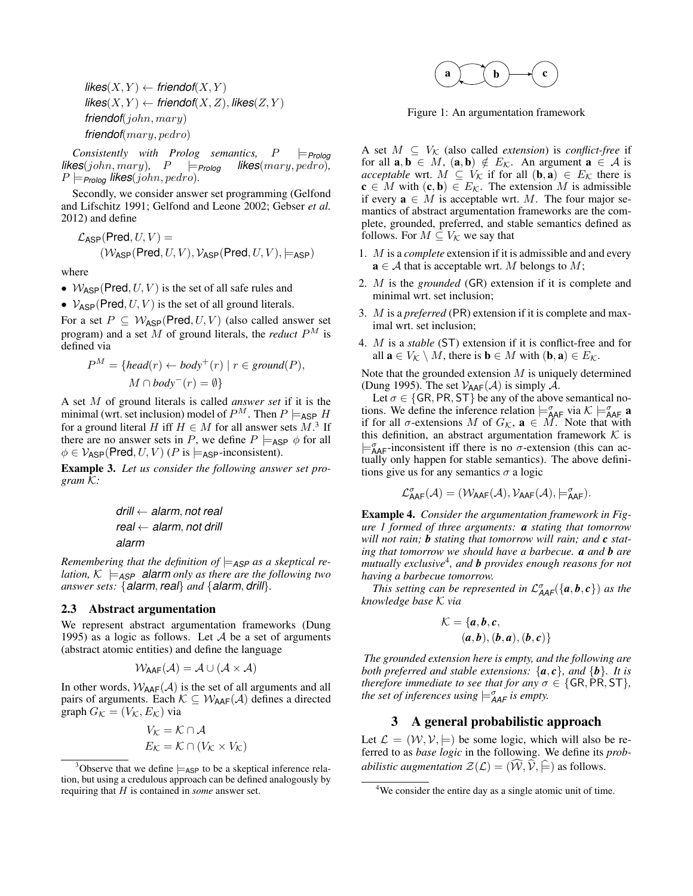$$\textit{likes}(X, Y) \leftarrow \textit{friendof}(X, Y)$$
$$\textit{likes}(X, Y) \leftarrow \textit{friendof}(X, Z), \textit{likes}(Z, Y)$$
$$\textit{friendof}(john, mary)$$
$$\textit{friendof}(mary, pedro)$$

*Consistently with Prolog semantics,* $P \models_{\textit{Prolog}} \textit{likes}(john, mary)$*,* $P \models_{\textit{Prolog}} \textit{likes}(mary, pedro)$*,* $P \models_{\textit{Prolog}} \textit{likes}(john, pedro)$*.*

Secondly, we consider answer set programming (Gelfond and Lifschitz 1991; Gelfond and Leone 2002; Gebser *et al.* 2012) and define

$$\mathcal{L}_{\mathsf{ASP}}(\mathsf{Pred}, U, V) = (\mathcal{W}_{\mathsf{ASP}}(\mathsf{Pred}, U, V), \mathcal{V}_{\mathsf{ASP}}(\mathsf{Pred}, U, V), \models_{\mathsf{ASP}})$$

where

- $\mathcal{W}_{\mathsf{ASP}}(\mathsf{Pred}, U, V)$ is the set of all safe rules and
- $\mathcal{V}_{\mathsf{ASP}}(\mathsf{Pred}, U, V)$ is the set of all ground literals.

For a set $P \subseteq \mathcal{W}_{\mathsf{ASP}}(\mathsf{Pred}, U, V)$ (also called answer set program) and a set $M$ of ground literals, the *reduct* $P^M$ is defined via

$$P^M = \{head(r) \leftarrow body^+(r) \mid r \in ground(P), M \cap body^-(r) = \emptyset\}$$

A set $M$ of ground literals is called *answer set* if it is the minimal (wrt. set inclusion) model of $P^M$. Then $P \models_{\mathsf{ASP}} H$ for a ground literal $H$ iff $H \in M$ for all answer sets $M$.[3] If there are no answer sets in $P$, we define $P \models_{\mathsf{ASP}} \phi$ for all $\phi \in \mathcal{V}_{\mathsf{ASP}}(\mathsf{Pred}, U, V)$ ($P$ is $\models_{\mathsf{ASP}}$-inconsistent).

**Example 3.** *Let us consider the following answer set program* $\mathcal{K}$*:*

$$\textit{drill} \leftarrow \textit{alarm}, \textit{not real}$$
$$\textit{real} \leftarrow \textit{alarm}, \textit{not drill}$$
$$\textit{alarm}$$

*Remembering that the definition of* $\models_{\textit{ASP}}$ *as a skeptical relation,* $\mathcal{K} \models_{\textit{ASP}} \textit{alarm}$ *only as there are the following two answer sets:* $\{\textit{alarm}, \textit{real}\}$ *and* $\{\textit{alarm}, \textit{drill}\}$*.*

### 2.3 Abstract argumentation

We represent abstract argumentation frameworks (Dung 1995) as a logic as follows. Let $\mathcal{A}$ be a set of arguments (abstract atomic entities) and define the language

$$\mathcal{W}_{\mathsf{AAF}}(\mathcal{A}) = \mathcal{A} \cup (\mathcal{A} \times \mathcal{A})$$

In other words, $\mathcal{W}_{\mathsf{AAF}}(\mathcal{A})$ is the set of all arguments and all pairs of arguments. Each $\mathcal{K} \subseteq \mathcal{W}_{\mathsf{AAF}}(\mathcal{A})$ defines a directed graph $G_{\mathcal{K}} = (V_{\mathcal{K}}, E_{\mathcal{K}})$ via

$$V_{\mathcal{K}} = \mathcal{K} \cap \mathcal{A}$$
$$E_{\mathcal{K}} = \mathcal{K} \cap (V_{\mathcal{K}} \times V_{\mathcal{K}})$$

[3] Observe that we define $\models_{\mathsf{ASP}}$ to be a skeptical inference relation, but using a credulous approach can be defined analogously by requiring that $H$ is contained in *some* answer set.

Figure 1: An argumentation framework

A set $M \subseteq V_{\mathcal{K}}$ (also called *extension*) is *conflict-free* if for all $\mathbf{a}, \mathbf{b} \in M$, $(\mathbf{a}, \mathbf{b}) \notin E_{\mathcal{K}}$. An argument $\mathbf{a} \in \mathcal{A}$ is *acceptable* wrt. $M \subseteq V_{\mathcal{K}}$ if for all $(\mathbf{b}, \mathbf{a}) \in E_{\mathcal{K}}$ there is $\mathbf{c} \in M$ with $(\mathbf{c}, \mathbf{b}) \in E_{\mathcal{K}}$. The extension $M$ is admissible if every $\mathbf{a} \in M$ is acceptable wrt. $M$. The four major semantics of abstract argumentation frameworks are the complete, grounded, preferred, and stable semantics defined as follows. For $M \subseteq V_{\mathcal{K}}$ we say that

1. $M$ is a *complete* extension if it is admissible and and every $\mathbf{a} \in \mathcal{A}$ that is acceptable wrt. $M$ belongs to $M$;
2. $M$ is the *grounded* (GR) extension if it is complete and minimal wrt. set inclusion;
3. $M$ is a *preferred* (PR) extension if it is complete and maximal wrt. set inclusion;
4. $M$ is a *stable* (ST) extension if it is conflict-free and for all $\mathbf{a} \in V_{\mathcal{K}} \setminus M$, there is $\mathbf{b} \in M$ with $(\mathbf{b}, \mathbf{a}) \in E_{\mathcal{K}}$.

Note that the grounded extension $M$ is uniquely determined (Dung 1995). The set $\mathcal{V}_{\mathsf{AAF}}(\mathcal{A})$ is simply $\mathcal{A}$.

Let $\sigma \in \{\mathsf{GR}, \mathsf{PR}, \mathsf{ST}\}$ be any of the above semantical notions. We define the inference relation $\models^{\sigma}_{\mathsf{AAF}}$ via $\mathcal{K} \models^{\sigma}_{\mathsf{AAF}} \mathbf{a}$ if for all $\sigma$-extensions $M$ of $G_{\mathcal{K}}$, $\mathbf{a} \in M$. Note that with this definition, an abstract argumentation framework $\mathcal{K}$ is $\models^{\sigma}_{\mathsf{AAF}}$-inconsistent iff there is no $\sigma$-extension (this can actually only happen for stable semantics). The above definitions give us for any semantics $\sigma$ a logic

$$\mathcal{L}^{\sigma}_{\mathsf{AAF}}(\mathcal{A}) = (\mathcal{W}_{\mathsf{AAF}}(\mathcal{A}), \mathcal{V}_{\mathsf{AAF}}(\mathcal{A}), \models^{\sigma}_{\mathsf{AAF}}).$$

**Example 4.** *Consider the argumentation framework in Figure 1 formed of three arguments:* ***a*** *stating that tomorrow will not rain;* ***b*** *stating that tomorrow will rain; and* ***c*** *stating that tomorrow we should have a barbecue.* ***a*** *and* ***b*** *are mutually exclusive*[4]*, and* ***b*** *provides enough reasons for not having a barbecue tomorrow.*

*This setting can be represented in* $\mathcal{L}^{\sigma}_{\textit{AAF}}(\{\boldsymbol{a}, \boldsymbol{b}, \boldsymbol{c}\})$ *as the knowledge base* $\mathcal{K}$ *via*

$$\mathcal{K} = \{\boldsymbol{a}, \boldsymbol{b}, \boldsymbol{c}, (\boldsymbol{a}, \boldsymbol{b}), (\boldsymbol{b}, \boldsymbol{a}), (\boldsymbol{b}, \boldsymbol{c})\}$$

*The grounded extension here is empty, and the following are both preferred and stable extensions:* $\{\boldsymbol{a}, \boldsymbol{c}\}$*, and* $\{\boldsymbol{b}\}$*. It is therefore immediate to see that for any* $\sigma \in \{\mathsf{GR}, \mathsf{PR}, \mathsf{ST}\}$*, the set of inferences using* $\models^{\sigma}_{\textit{AAF}}$ *is empty.*

## 3 A general probabilistic approach

Let $\mathcal{L} = (\mathcal{W}, \mathcal{V}, \models)$ be some logic, which will also be referred to as *base logic* in the following. We define its *probabilistic augmentation* $\mathcal{Z}(\mathcal{L}) = (\widehat{\mathcal{W}}, \widehat{\mathcal{V}}, \widehat{\models})$ as follows.

[4] We consider the entire day as a single atomic unit of time.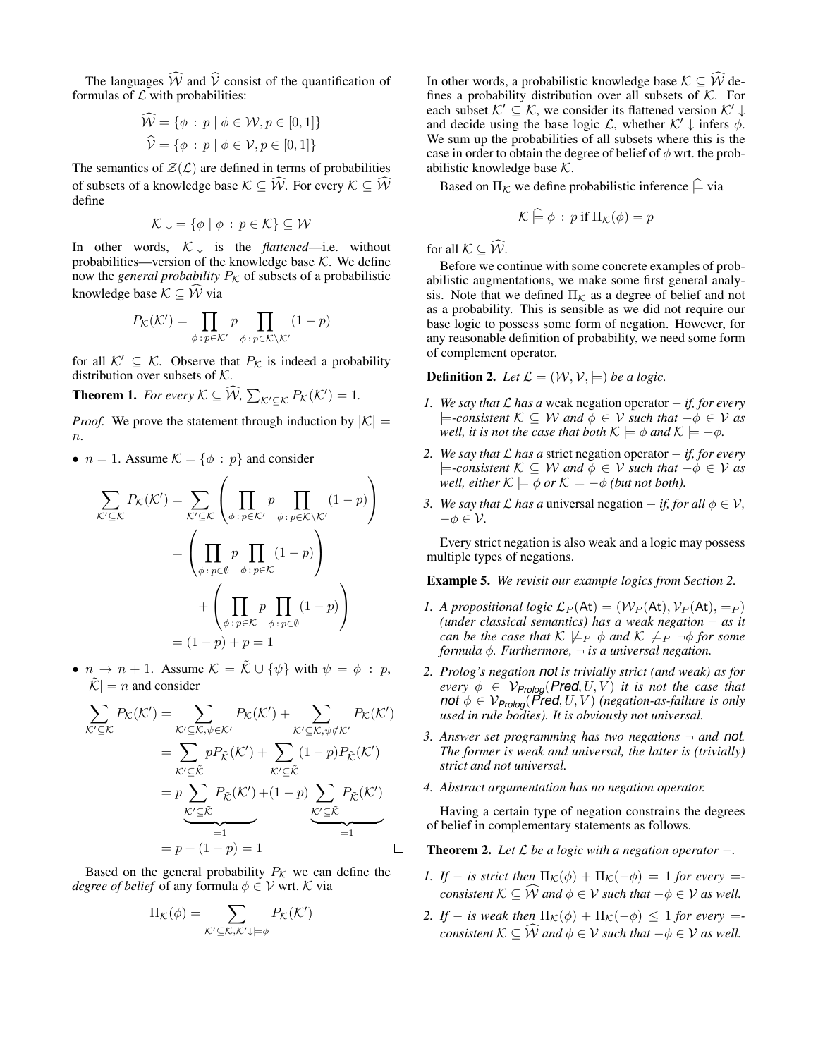The languages $\widehat{\mathcal{W}}$ and $\widehat{\mathcal{V}}$ consist of the quantification of formulas of $\mathcal{L}$ with probabilities:

$$\widehat{\mathcal{W}} = \{\phi : p \mid \phi \in \mathcal{W}, p \in [0,1]\}$$
$$\widehat{\mathcal{V}} = \{\phi : p \mid \phi \in \mathcal{V}, p \in [0,1]\}$$

The semantics of $\mathcal{Z}(\mathcal{L})$ are defined in terms of probabilities of subsets of a knowledge base $\mathcal{K} \subseteq \widehat{\mathcal{W}}$. For every $\mathcal{K} \subseteq \widehat{\mathcal{W}}$ define

$$\mathcal{K}\downarrow = \{\phi \mid \phi : p \in \mathcal{K}\} \subseteq \mathcal{W}$$

In other words, $\mathcal{K}\downarrow$ is the *flattened*—i.e. without probabilities—version of the knowledge base $\mathcal{K}$. We define now the *general probability* $P_\mathcal{K}$ of subsets of a probabilistic knowledge base $\mathcal{K} \subseteq \widehat{\mathcal{W}}$ via

$$P_\mathcal{K}(\mathcal{K}') = \prod_{\phi : p \in \mathcal{K}'} p \prod_{\phi : p \in \mathcal{K}\setminus\mathcal{K}'} (1-p)$$

for all $\mathcal{K}' \subseteq \mathcal{K}$. Observe that $P_\mathcal{K}$ is indeed a probability distribution over subsets of $\mathcal{K}$.

**Theorem 1.** *For every $\mathcal{K} \subseteq \widehat{\mathcal{W}}$, $\sum_{\mathcal{K}' \subseteq \mathcal{K}} P_\mathcal{K}(\mathcal{K}') = 1$.*

*Proof.* We prove the statement through induction by $|\mathcal{K}| = n$.

- $n = 1$. Assume $\mathcal{K} = \{\phi : p\}$ and consider

$$\begin{aligned}
\sum_{\mathcal{K}' \subseteq \mathcal{K}} P_\mathcal{K}(\mathcal{K}') &= \sum_{\mathcal{K}' \subseteq \mathcal{K}} \left( \prod_{\phi : p \in \mathcal{K}'} p \prod_{\phi : p \in \mathcal{K}\setminus\mathcal{K}'} (1-p) \right) \\
&= \left( \prod_{\phi : p \in \emptyset} p \prod_{\phi : p \in \mathcal{K}} (1-p) \right) \\
&\quad + \left( \prod_{\phi : p \in \mathcal{K}} p \prod_{\phi : p \in \emptyset} (1-p) \right) \\
&= (1-p) + p = 1
\end{aligned}$$

- $n \to n+1$. Assume $\mathcal{K} = \tilde{\mathcal{K}} \cup \{\psi\}$ with $\psi = \phi : p$, $|\tilde{\mathcal{K}}| = n$ and consider

$$\begin{aligned}
\sum_{\mathcal{K}' \subseteq \mathcal{K}} P_\mathcal{K}(\mathcal{K}') &= \sum_{\mathcal{K}' \subseteq \mathcal{K}, \psi \in \mathcal{K}'} P_\mathcal{K}(\mathcal{K}') + \sum_{\mathcal{K}' \subseteq \mathcal{K}, \psi \notin \mathcal{K}'} P_\mathcal{K}(\mathcal{K}') \\
&= \sum_{\mathcal{K}' \subseteq \tilde{\mathcal{K}}} p P_{\tilde{\mathcal{K}}}(\mathcal{K}') + \sum_{\mathcal{K}' \subseteq \tilde{\mathcal{K}}} (1-p) P_{\tilde{\mathcal{K}}}(\mathcal{K}') \\
&= p \underbrace{\sum_{\mathcal{K}' \subseteq \tilde{\mathcal{K}}} P_{\tilde{\mathcal{K}}}(\mathcal{K}')}_{=1} + (1-p) \underbrace{\sum_{\mathcal{K}' \subseteq \tilde{\mathcal{K}}} P_{\tilde{\mathcal{K}}}(\mathcal{K}')}_{=1} \\
&= p + (1-p) = 1
\end{aligned}$$

□

Based on the general probability $P_\mathcal{K}$ we can define the *degree of belief* of any formula $\phi \in \mathcal{V}$ wrt. $\mathcal{K}$ via

$$\Pi_\mathcal{K}(\phi) = \sum_{\mathcal{K}' \subseteq \mathcal{K}, \mathcal{K}'\downarrow \models \phi} P_\mathcal{K}(\mathcal{K}')$$

In other words, a probabilistic knowledge base $\mathcal{K} \subseteq \widehat{\mathcal{W}}$ defines a probability distribution over all subsets of $\mathcal{K}$. For each subset $\mathcal{K}' \subseteq \mathcal{K}$, we consider its flattened version $\mathcal{K}'\downarrow$ and decide using the base logic $\mathcal{L}$, whether $\mathcal{K}'\downarrow$ infers $\phi$. We sum up the probabilities of all subsets where this is the case in order to obtain the degree of belief of $\phi$ wrt. the probabilistic knowledge base $\mathcal{K}$.

Based on $\Pi_\mathcal{K}$ we define probabilistic inference $\widehat{\models}$ via

$$\mathcal{K} \mathrel{\widehat{\models}} \phi : p \text{ if } \Pi_\mathcal{K}(\phi) = p$$

for all $\mathcal{K} \subseteq \widehat{\mathcal{W}}$.

Before we continue with some concrete examples of probabilistic augmentations, we make some first general analysis. Note that we defined $\Pi_\mathcal{K}$ as a degree of belief and not as a probability. This is sensible as we did not require our base logic to possess some form of negation. However, for any reasonable definition of probability, we need some form of complement operator.

**Definition 2.** *Let $\mathcal{L} = (\mathcal{W}, \mathcal{V}, \models)$ be a logic.*

1. *We say that $\mathcal{L}$ has a* weak negation operator $-$ *if, for every $\models$-consistent $\mathcal{K} \subseteq \mathcal{W}$ and $\phi \in \mathcal{V}$ such that $-\phi \in \mathcal{V}$ as well, it is not the case that both $\mathcal{K} \models \phi$ and $\mathcal{K} \models -\phi$.*
2. *We say that $\mathcal{L}$ has a* strict negation operator $-$ *if, for every $\models$-consistent $\mathcal{K} \subseteq \mathcal{W}$ and $\phi \in \mathcal{V}$ such that $-\phi \in \mathcal{V}$ as well, either $\mathcal{K} \models \phi$ or $\mathcal{K} \models -\phi$ (but not both).*
3. *We say that $\mathcal{L}$ has a* universal negation $-$ *if, for all $\phi \in \mathcal{V}$, $-\phi \in \mathcal{V}$.*

Every strict negation is also weak and a logic may possess multiple types of negations.

**Example 5.** *We revisit our example logics from Section 2.*

1. *A propositional logic $\mathcal{L}_P(\mathsf{At}) = (\mathcal{W}_P(\mathsf{At}), \mathcal{V}_P(\mathsf{At}), \models_P)$ (under classical semantics) has a weak negation $\neg$ as it can be the case that $\mathcal{K} \not\models_P \phi$ and $\mathcal{K} \not\models_P \neg\phi$ for some formula $\phi$. Furthermore, $\neg$ is a universal negation.*
2. *Prolog's negation* **not** *is trivially strict (and weak) as for every $\phi \in \mathcal{V}_{\textit{Prolog}}(\textit{Pred}, U, V)$ it is not the case that* **not** *$\phi \in \mathcal{V}_{\textit{Prolog}}(\textit{Pred}, U, V)$ (negation-as-failure is only used in rule bodies). It is obviously not universal.*
3. *Answer set programming has two negations $\neg$ and* **not***. The former is weak and universal, the latter is (trivially) strict and not universal.*
4. *Abstract argumentation has no negation operator.*

Having a certain type of negation constrains the degrees of belief in complementary statements as follows.

**Theorem 2.** *Let $\mathcal{L}$ be a logic with a negation operator $-$.*

1. *If $-$ is strict then $\Pi_\mathcal{K}(\phi) + \Pi_\mathcal{K}(-\phi) = 1$ for every $\models$-consistent $\mathcal{K} \subseteq \widehat{\mathcal{W}}$ and $\phi \in \mathcal{V}$ such that $-\phi \in \mathcal{V}$ as well.*
2. *If $-$ is weak then $\Pi_\mathcal{K}(\phi) + \Pi_\mathcal{K}(-\phi) \leq 1$ for every $\models$-consistent $\mathcal{K} \subseteq \widehat{\mathcal{W}}$ and $\phi \in \mathcal{V}$ such that $-\phi \in \mathcal{V}$ as well.*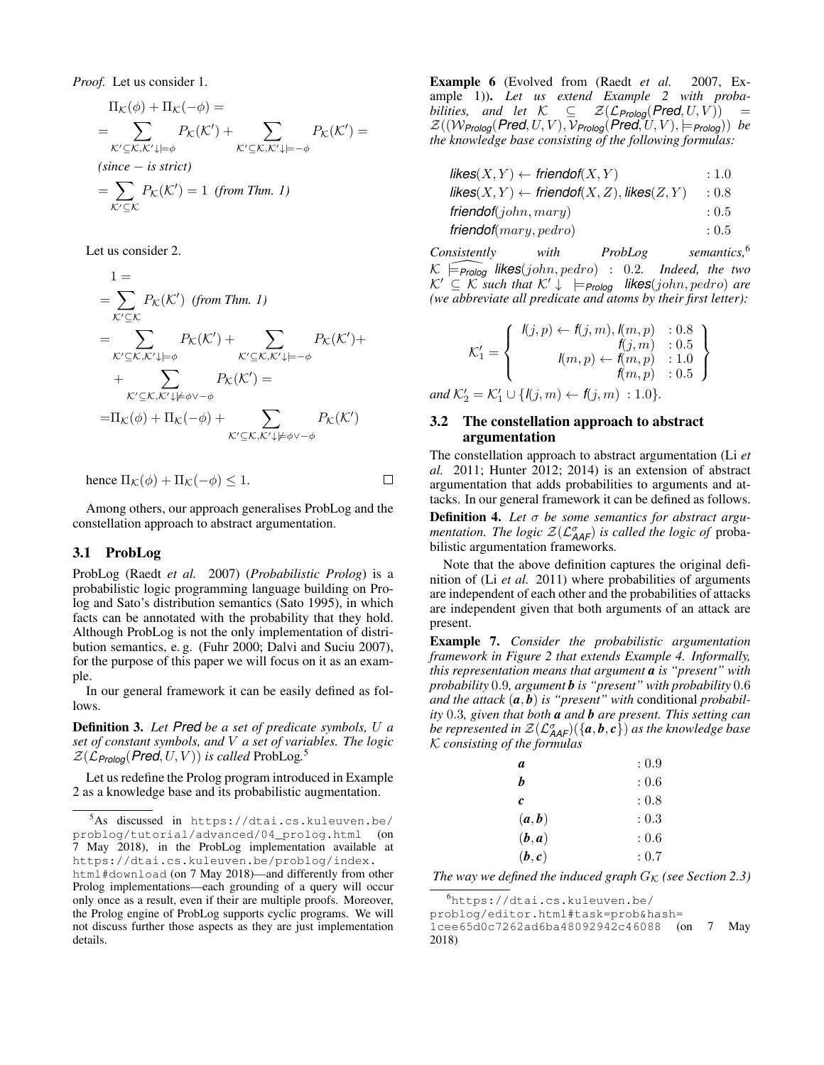*Proof.* Let us consider 1.

$$\Pi_{\mathcal{K}}(\phi) + \Pi_{\mathcal{K}}(-\phi) =$$
$$= \sum_{\mathcal{K}' \subseteq \mathcal{K}, \mathcal{K}' \downarrow \models \phi} P_{\mathcal{K}}(\mathcal{K}') + \sum_{\mathcal{K}' \subseteq \mathcal{K}, \mathcal{K}' \downarrow \models -\phi} P_{\mathcal{K}}(\mathcal{K}') =$$

*(since $-$ is strict)*

$$= \sum_{\mathcal{K}' \subseteq \mathcal{K}} P_{\mathcal{K}}(\mathcal{K}') = 1 \text{ (from Thm. 1)}$$

Let us consider 2.

$$1 =$$
$$= \sum_{\mathcal{K}' \subseteq \mathcal{K}} P_{\mathcal{K}}(\mathcal{K}') \text{ (from Thm. 1)}$$
$$= \sum_{\mathcal{K}' \subseteq \mathcal{K}, \mathcal{K}' \downarrow \models \phi} P_{\mathcal{K}}(\mathcal{K}') + \sum_{\mathcal{K}' \subseteq \mathcal{K}, \mathcal{K}' \downarrow \models -\phi} P_{\mathcal{K}}(\mathcal{K}') +$$
$$+ \sum_{\mathcal{K}' \subseteq \mathcal{K}, \mathcal{K}' \downarrow \not\models \phi \vee -\phi} P_{\mathcal{K}}(\mathcal{K}') =$$
$$= \Pi_{\mathcal{K}}(\phi) + \Pi_{\mathcal{K}}(-\phi) + \sum_{\mathcal{K}' \subseteq \mathcal{K}, \mathcal{K}' \downarrow \not\models \phi \vee -\phi} P_{\mathcal{K}}(\mathcal{K}')$$

hence $\Pi_{\mathcal{K}}(\phi) + \Pi_{\mathcal{K}}(-\phi) \leq 1$. □

Among others, our approach generalises ProbLog and the constellation approach to abstract argumentation.

### 3.1 ProbLog

ProbLog (Raedt *et al.* 2007) (*Probabilistic Prolog*) is a probabilistic logic programming language building on Prolog and Sato's distribution semantics (Sato 1995), in which facts can be annotated with the probability that they hold. Although ProbLog is not the only implementation of distribution semantics, e. g. (Fuhr 2000; Dalvi and Suciu 2007), for the purpose of this paper we will focus on it as an example.

In our general framework it can be easily defined as follows.

**Definition 3.** *Let $\mathit{Pred}$ be a set of predicate symbols, $U$ a set of constant symbols, and $V$ a set of variables. The logic $\mathcal{Z}(\mathcal{L}_{\mathit{Prolog}}(\mathit{Pred}, U, V))$ is called* ProbLog.[5]

Let us redefine the Prolog program introduced in Example 2 as a knowledge base and its probabilistic augmentation.

**Example 6** (Evolved from (Raedt *et al.* 2007, Example 1))**.** *Let us extend Example 2 with probabilities, and let $\mathcal{K} \subseteq \mathcal{Z}(\mathcal{L}_{\mathit{Prolog}}(\mathit{Pred}, U, V)) = \mathcal{Z}((\mathcal{W}_{\mathit{Prolog}}(\mathit{Pred}, U, V), \mathcal{V}_{\mathit{Prolog}}(\mathit{Pred}, U, V), \models_{\mathit{Prolog}}))$ be the knowledge base consisting of the following formulas:*

$$\begin{array}{ll}
\mathit{likes}(X,Y) \leftarrow \mathit{friendof}(X,Y) & : 1.0 \\
\mathit{likes}(X,Y) \leftarrow \mathit{friendof}(X,Z), \mathit{likes}(Z,Y) & : 0.8 \\
\mathit{friendof}(john, mary) & : 0.5 \\
\mathit{friendof}(mary, pedro) & : 0.5
\end{array}$$

*Consistently with ProbLog semantics,*[6] $\mathcal{K} \mathrel{\widehat{\models}_{\mathit{Prolog}}} \mathit{likes}(john, pedro) : 0.2$*. Indeed, the two $\mathcal{K}' \subseteq \mathcal{K}$ such that $\mathcal{K}' \downarrow \models_{\mathit{Prolog}} \mathit{likes}(john, pedro)$ are (we abbreviate all predicate and atoms by their first letter):*

$$\mathcal{K}'_1 = \left\{ \begin{array}{rl}
l(j,p) \leftarrow f(j,m), l(m,p) & : 0.8 \\
f(j,m) & : 0.5 \\
l(m,p) \leftarrow f(m,p) & : 1.0 \\
f(m,p) & : 0.5
\end{array} \right\}$$

*and $\mathcal{K}'_2 = \mathcal{K}'_1 \cup \{l(j,m) \leftarrow f(j,m) \ : 1.0\}$.*

### 3.2 The constellation approach to abstract argumentation

The constellation approach to abstract argumentation (Li *et al.* 2011; Hunter 2012; 2014) is an extension of abstract argumentation that adds probabilities to arguments and attacks. In our general framework it can be defined as follows.

**Definition 4.** *Let $\sigma$ be some semantics for abstract argumentation. The logic $\mathcal{Z}(\mathcal{L}^{\sigma}_{\mathit{AAF}})$ is called the logic of* probabilistic argumentation frameworks*.*

Note that the above definition captures the original definition of (Li *et al.* 2011) where probabilities of arguments are independent of each other and the probabilities of attacks are independent given that both arguments of an attack are present.

**Example 7.** *Consider the probabilistic argumentation framework in Figure 2 that extends Example 4. Informally, this representation means that argument **a** is "present" with probability 0.9, argument **b** is "present" with probability 0.6 and the attack (**a**, **b**) is "present" with* conditional *probability 0.3, given that both **a** and **b** are present. This setting can be represented in $\mathcal{Z}(\mathcal{L}^{\sigma}_{\mathit{AAF}})(\{\boldsymbol{a}, \boldsymbol{b}, \boldsymbol{c}\})$ as the knowledge base $\mathcal{K}$ consisting of the formulas*

$$\begin{array}{ll}
\boldsymbol{a} & : 0.9 \\
\boldsymbol{b} & : 0.6 \\
\boldsymbol{c} & : 0.8 \\
(\boldsymbol{a}, \boldsymbol{b}) & : 0.3 \\
(\boldsymbol{b}, \boldsymbol{a}) & : 0.6 \\
(\boldsymbol{b}, \boldsymbol{c}) & : 0.7
\end{array}$$

*The way we defined the induced graph $G_{\mathcal{K}}$ (see Section 2.3)*

---

[5] As discussed in https://dtai.cs.kuleuven.be/problog/tutorial/advanced/04_prolog.html (on 7 May 2018), in the ProbLog implementation available at https://dtai.cs.kuleuven.be/problog/index.html#download (on 7 May 2018)—and differently from other Prolog implementations—each grounding of a query will occur only once as a result, even if their are multiple proofs. Moreover, the Prolog engine of ProbLog supports cyclic programs. We will not discuss further those aspects as they are just implementation details.

[6] https://dtai.cs.kuleuven.be/problog/editor.html#task=prob&hash=1cee65d0c7262ad6ba48092942c46088 (on 7 May 2018)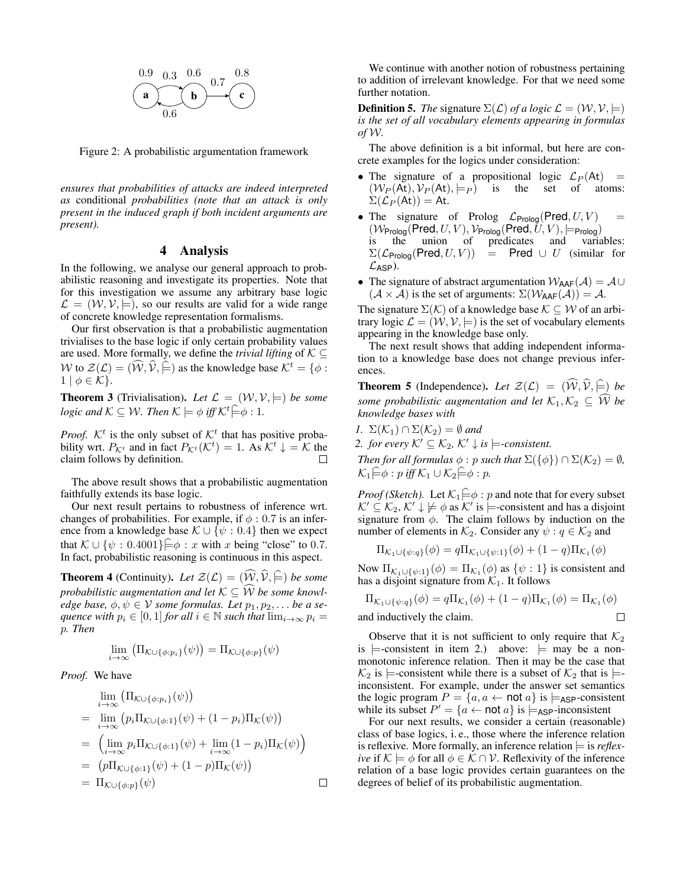Figure 2: A probabilistic argumentation framework

*ensures that probabilities of attacks are indeed interpreted as* conditional *probabilities (note that an attack is only present in the induced graph if both incident arguments are present).*

# 4 Analysis

In the following, we analyse our general approach to probabilistic reasoning and investigate its properties. Note that for this investigation we assume any arbitrary base logic $\mathcal{L} = (\mathcal{W}, \mathcal{V}, \models)$, so our results are valid for a wide range of concrete knowledge representation formalisms.

Our first observation is that a probabilistic augmentation trivialises to the base logic if only certain probability values are used. More formally, we define the *trivial lifting* of $\mathcal{K} \subseteq \mathcal{W}$ to $\mathcal{Z}(\mathcal{L}) = (\widehat{\mathcal{W}}, \widehat{\mathcal{V}}, \widehat{\models})$ as the knowledge base $\mathcal{K}^t = \{\phi : 1 \mid \phi \in \mathcal{K}\}$.

**Theorem 3** (Trivialisation). *Let $\mathcal{L} = (\mathcal{W}, \mathcal{V}, \models)$ be some logic and $\mathcal{K} \subseteq \mathcal{W}$. Then $\mathcal{K} \models \phi$ iff $\mathcal{K}^t \widehat{\models} \phi : 1$.*

*Proof.* $\mathcal{K}^t$ is the only subset of $\mathcal{K}^t$ that has positive probability wrt. $P_{\mathcal{K}^t}$ and in fact $P_{\mathcal{K}^t}(\mathcal{K}^t) = 1$. As $\mathcal{K}^t \downarrow = \mathcal{K}$ the claim follows by definition. □

The above result shows that a probabilistic augmentation faithfully extends its base logic.

Our next result pertains to robustness of inference wrt. changes of probabilities. For example, if $\phi : 0.7$ is an inference from a knowledge base $\mathcal{K} \cup \{\psi : 0.4\}$ then we expect that $\mathcal{K} \cup \{\psi : 0.4001\} \widehat{\models} \phi : x$ with $x$ being "close" to 0.7. In fact, probabilistic reasoning is continuous in this aspect.

**Theorem 4** (Continuity). *Let $\mathcal{Z}(\mathcal{L}) = (\widehat{\mathcal{W}}, \widehat{\mathcal{V}}, \widehat{\models})$ be some probabilistic augmentation and let $\mathcal{K} \subseteq \widehat{\mathcal{W}}$ be some knowledge base, $\phi, \psi \in \mathcal{V}$ some formulas. Let $p_1, p_2, \ldots$ be a sequence with $p_i \in [0,1]$ for all $i \in \mathbb{N}$ such that $\lim_{i\to\infty} p_i = p$. Then*

$$\lim_{i\to\infty} \left(\Pi_{\mathcal{K}\cup\{\phi:p_i\}}(\psi)\right) = \Pi_{\mathcal{K}\cup\{\phi:p\}}(\psi)$$

*Proof.* We have

$$\begin{aligned}
&\lim_{i\to\infty} \left(\Pi_{\mathcal{K}\cup\{\phi:p_i\}}(\psi)\right) \\
=\ &\lim_{i\to\infty} \left(p_i \Pi_{\mathcal{K}\cup\{\phi:1\}}(\psi) + (1-p_i)\Pi_{\mathcal{K}}(\psi)\right) \\
=\ &\left(\lim_{i\to\infty} p_i \Pi_{\mathcal{K}\cup\{\phi:1\}}(\psi) + \lim_{i\to\infty} (1-p_i)\Pi_{\mathcal{K}}(\psi)\right) \\
=\ &\left(p\Pi_{\mathcal{K}\cup\{\phi:1\}}(\psi) + (1-p)\Pi_{\mathcal{K}}(\psi)\right) \\
=\ &\Pi_{\mathcal{K}\cup\{\phi:p\}}(\psi)
\end{aligned}$$

□

We continue with another notion of robustness pertaining to addition of irrelevant knowledge. For that we need some further notation.

**Definition 5.** *The* signature $\Sigma(\mathcal{L})$ *of a logic $\mathcal{L} = (\mathcal{W}, \mathcal{V}, \models)$ is the set of all vocabulary elements appearing in formulas of $\mathcal{W}$.*

The above definition is a bit informal, but here are concrete examples for the logics under consideration:

- The signature of a propositional logic $\mathcal{L}_P(\mathsf{At}) = (\mathcal{W}_P(\mathsf{At}), \mathcal{V}_P(\mathsf{At}), \models_P)$ is the set of atoms: $\Sigma(\mathcal{L}_P(\mathsf{At})) = \mathsf{At}$.
- The signature of Prolog $\mathcal{L}_{\mathsf{Prolog}}(\mathsf{Pred}, U, V) = (\mathcal{W}_{\mathsf{Prolog}}(\mathsf{Pred}, U, V), \mathcal{V}_{\mathsf{Prolog}}(\mathsf{Pred}, U, V), \models_{\mathsf{Prolog}})$ is the union of predicates and variables: $\Sigma(\mathcal{L}_{\mathsf{Prolog}}(\mathsf{Pred}, U, V)) = \mathsf{Pred} \cup U$ (similar for $\mathcal{L}_{\mathsf{ASP}}$).
- The signature of abstract argumentation $\mathcal{W}_{\mathsf{AAF}}(\mathcal{A}) = \mathcal{A} \cup (\mathcal{A} \times \mathcal{A})$ is the set of arguments: $\Sigma(\mathcal{W}_{\mathsf{AAF}}(\mathcal{A})) = \mathcal{A}$.

The signature $\Sigma(\mathcal{K})$ of a knowledge base $\mathcal{K} \subseteq \mathcal{W}$ of an arbitrary logic $\mathcal{L} = (\mathcal{W}, \mathcal{V}, \models)$ is the set of vocabulary elements appearing in the knowledge base only.

The next result shows that adding independent information to a knowledge base does not change previous inferences.

**Theorem 5** (Independence). *Let $\mathcal{Z}(\mathcal{L}) = (\widehat{\mathcal{W}}, \widehat{\mathcal{V}}, \widehat{\models})$ be some probabilistic augmentation and let $\mathcal{K}_1, \mathcal{K}_2 \subseteq \widehat{\mathcal{W}}$ be knowledge bases with*

1. *$\Sigma(\mathcal{K}_1) \cap \Sigma(\mathcal{K}_2) = \emptyset$ and*
2. *for every $\mathcal{K}' \subseteq \mathcal{K}_2$, $\mathcal{K}' \downarrow$ is $\models$-consistent.*

*Then for all formulas $\phi : p$ such that $\Sigma(\{\phi\}) \cap \Sigma(\mathcal{K}_2) = \emptyset$, $\mathcal{K}_1 \widehat{\models} \phi : p$ iff $\mathcal{K}_1 \cup \mathcal{K}_2 \widehat{\models} \phi : p$.*

*Proof (Sketch).* Let $\mathcal{K}_1 \widehat{\models} \phi : p$ and note that for every subset $\mathcal{K}' \subseteq \mathcal{K}_2$, $\mathcal{K}' \downarrow \not\models \phi$ as $\mathcal{K}'$ is $\models$-consistent and has a disjoint signature from $\phi$. The claim follows by induction on the number of elements in $\mathcal{K}_2$. Consider any $\psi : q \in \mathcal{K}_2$ and

$$\Pi_{\mathcal{K}_1\cup\{\psi:q\}}(\phi) = q\Pi_{\mathcal{K}_1\cup\{\psi:1\}}(\phi) + (1-q)\Pi_{\mathcal{K}_1}(\phi)$$

Now $\Pi_{\mathcal{K}_1\cup\{\psi:1\}}(\phi) = \Pi_{\mathcal{K}_1}(\phi)$ as $\{\psi : 1\}$ is consistent and has a disjoint signature from $\mathcal{K}_1$. It follows

$$\Pi_{\mathcal{K}_1\cup\{\psi:q\}}(\phi) = q\Pi_{\mathcal{K}_1}(\phi) + (1-q)\Pi_{\mathcal{K}_1}(\phi) = \Pi_{\mathcal{K}_1}(\phi)$$

and inductively the claim. □

Observe that it is not sufficient to only require that $\mathcal{K}_2$ is $\models$-consistent in item 2.) above: $\models$ may be a non-monotonic inference relation. Then it may be the case that $\mathcal{K}_2$ is $\models$-consistent while there is a subset of $\mathcal{K}_2$ that is $\models$-inconsistent. For example, under the answer set semantics the logic program $P = \{a, a \leftarrow \mathsf{not}\ a\}$ is $\models_{\mathsf{ASP}}$-consistent while its subset $P' = \{a \leftarrow \mathsf{not}\ a\}$ is $\models_{\mathsf{ASP}}$-inconsistent

For our next results, we consider a certain (reasonable) class of base logics, i. e., those where the inference relation is reflexive. More formally, an inference relation $\models$ is *reflexive* if $\mathcal{K} \models \phi$ for all $\phi \in \mathcal{K} \cap \mathcal{V}$. Reflexivity of the inference relation of a base logic provides certain guarantees on the degrees of belief of its probabilistic augmentation.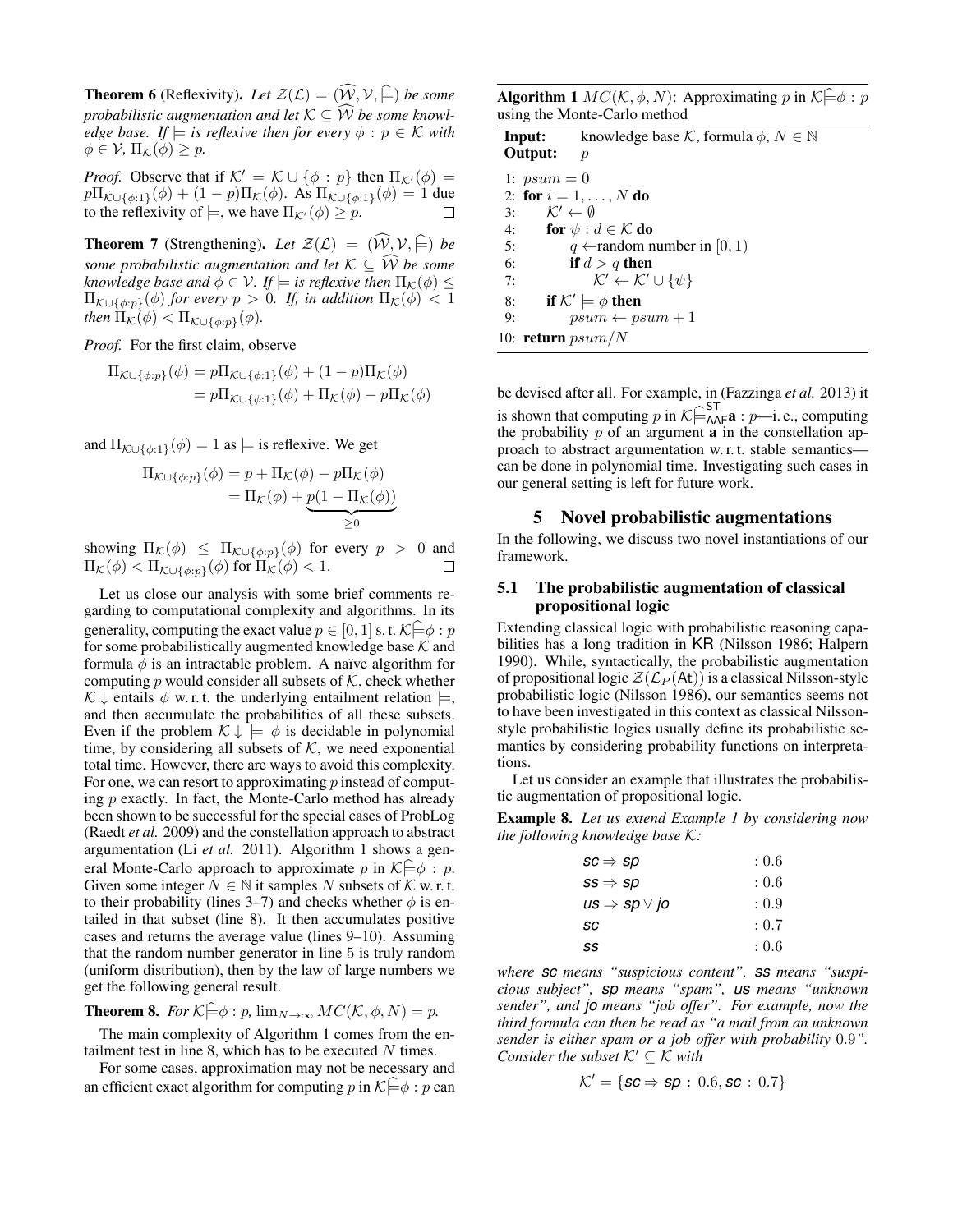**Theorem 6** (Reflexivity)**.** *Let $\mathcal{Z}(\mathcal{L}) = (\widehat{\mathcal{W}}, \mathcal{V}, \widehat{\models})$ be some probabilistic augmentation and let $\mathcal{K} \subseteq \widehat{\mathcal{W}}$ be some knowledge base. If $\models$ is reflexive then for every $\phi : p \in \mathcal{K}$ with $\phi \in \mathcal{V}$, $\Pi_{\mathcal{K}}(\phi) \geq p$.*

*Proof.* Observe that if $\mathcal{K}' = \mathcal{K} \cup \{\phi : p\}$ then $\Pi_{\mathcal{K}'}(\phi) = p\Pi_{\mathcal{K}\cup\{\phi:1\}}(\phi) + (1-p)\Pi_{\mathcal{K}}(\phi)$. As $\Pi_{\mathcal{K}\cup\{\phi:1\}}(\phi) = 1$ due to the reflexivity of $\models$, we have $\Pi_{\mathcal{K}'}(\phi) \geq p$. □

**Theorem 7** (Strengthening)**.** *Let $\mathcal{Z}(\mathcal{L}) = (\widehat{\mathcal{W}}, \mathcal{V}, \widehat{\models})$ be some probabilistic augmentation and let $\mathcal{K} \subseteq \widehat{\mathcal{W}}$ be some knowledge base and $\phi \in \mathcal{V}$. If $\models$ is reflexive then $\Pi_{\mathcal{K}}(\phi) \leq \Pi_{\mathcal{K}\cup\{\phi:p\}}(\phi)$ for every $p > 0$. If, in addition $\Pi_{\mathcal{K}}(\phi) < 1$ then $\Pi_{\mathcal{K}}(\phi) < \Pi_{\mathcal{K}\cup\{\phi:p\}}(\phi)$.*

*Proof.* For the first claim, observe

$$\begin{aligned}\Pi_{\mathcal{K}\cup\{\phi:p\}}(\phi) &= p\Pi_{\mathcal{K}\cup\{\phi:1\}}(\phi) + (1-p)\Pi_{\mathcal{K}}(\phi)\\ &= p\Pi_{\mathcal{K}\cup\{\phi:1\}}(\phi) + \Pi_{\mathcal{K}}(\phi) - p\Pi_{\mathcal{K}}(\phi)\end{aligned}$$

and $\Pi_{\mathcal{K}\cup\{\phi:1\}}(\phi) = 1$ as $\models$ is reflexive. We get

$$\begin{aligned}\Pi_{\mathcal{K}\cup\{\phi:p\}}(\phi) &= p + \Pi_{\mathcal{K}}(\phi) - p\Pi_{\mathcal{K}}(\phi)\\ &= \Pi_{\mathcal{K}}(\phi) + \underbrace{p(1-\Pi_{\mathcal{K}}(\phi))}_{\geq 0}\end{aligned}$$

showing $\Pi_{\mathcal{K}}(\phi) \leq \Pi_{\mathcal{K}\cup\{\phi:p\}}(\phi)$ for every $p > 0$ and $\Pi_{\mathcal{K}}(\phi) < \Pi_{\mathcal{K}\cup\{\phi:p\}}(\phi)$ for $\Pi_{\mathcal{K}}(\phi) < 1$. □

Let us close our analysis with some brief comments regarding to computational complexity and algorithms. In its generality, computing the exact value $p \in [0,1]$ s. t. $\mathcal{K}\widehat{\models}\phi : p$ for some probabilistically augmented knowledge base $\mathcal{K}$ and formula $\phi$ is an intractable problem. A naïve algorithm for computing $p$ would consider all subsets of $\mathcal{K}$, check whether $\mathcal{K}\downarrow$ entails $\phi$ w. r. t. the underlying entailment relation $\models$, and then accumulate the probabilities of all these subsets. Even if the problem $\mathcal{K}\downarrow \models \phi$ is decidable in polynomial time, by considering all subsets of $\mathcal{K}$, we need exponential total time. However, there are ways to avoid this complexity. For one, we can resort to approximating $p$ instead of computing $p$ exactly. In fact, the Monte-Carlo method has already been shown to be successful for the special cases of ProbLog (Raedt *et al.* 2009) and the constellation approach to abstract argumentation (Li *et al.* 2011). Algorithm 1 shows a general Monte-Carlo approach to approximate $p$ in $\mathcal{K}\widehat{\models}\phi : p$. Given some integer $N \in \mathbb{N}$ it samples $N$ subsets of $\mathcal{K}$ w. r. t. to their probability (lines 3–7) and checks whether $\phi$ is entailed in that subset (line 8). It then accumulates positive cases and returns the average value (lines 9–10). Assuming that the random number generator in line 5 is truly random (uniform distribution), then by the law of large numbers we get the following general result.

**Theorem 8.** *For $\mathcal{K}\widehat{\models}\phi : p$, $\lim_{N\to\infty} MC(\mathcal{K}, \phi, N) = p$.*

The main complexity of Algorithm 1 comes from the entailment test in line 8, which has to be executed $N$ times.

For some cases, approximation may not be necessary and an efficient exact algorithm for computing $p$ in $\mathcal{K}\widehat{\models}\phi : p$ can be devised after all. For example, in (Fazzinga *et al.* 2013) it is shown that computing $p$ in $\mathcal{K}\widehat{\models}^{\mathsf{ST}}_{\mathsf{AAF}}\mathbf{a} : p$—i. e., computing the probability $p$ of an argument $\mathbf{a}$ in the constellation approach to abstract argumentation w. r. t. stable semantics—can be done in polynomial time. Investigating such cases in our general setting is left for future work.

**Algorithm 1** $MC(\mathcal{K}, \phi, N)$: Approximating $p$ in $\mathcal{K}\widehat{\models}\phi : p$ using the Monte-Carlo method

```
Input:   knowledge base K, formula φ, N ∈ ℕ
Output:  p
1:  psum = 0
2:  for i = 1, ..., N do
3:      K' ← ∅
4:      for ψ : d ∈ K do
5:          q ← random number in [0, 1)
6:          if d > q then
7:              K' ← K' ∪ {ψ}
8:      if K' ⊨ φ then
9:          psum ← psum + 1
10: return psum/N
```

## 5 Novel probabilistic augmentations

In the following, we discuss two novel instantiations of our framework.

### 5.1 The probabilistic augmentation of classical propositional logic

Extending classical logic with probabilistic reasoning capabilities has a long tradition in KR (Nilsson 1986; Halpern 1990). While, syntactically, the probabilistic augmentation of propositional logic $\mathcal{Z}(\mathcal{L}_P(\mathsf{At}))$ is a classical Nilsson-style probabilistic logic (Nilsson 1986), our semantics seems not to have been investigated in this context as classical Nilsson-style probabilistic logics usually define its probabilistic semantics by considering probability functions on interpretations.

Let us consider an example that illustrates the probabilistic augmentation of propositional logic.

**Example 8.** *Let us extend Example 1 by considering now the following knowledge base $\mathcal{K}$:*

$$\begin{aligned}
&\mathit{sc} \Rightarrow \mathit{sp} && : 0.6\\
&\mathit{ss} \Rightarrow \mathit{sp} && : 0.6\\
&\mathit{us} \Rightarrow \mathit{sp} \vee \mathit{jo} && : 0.9\\
&\mathit{sc} && : 0.7\\
&\mathit{ss} && : 0.6
\end{aligned}$$

*where $\mathit{sc}$ means "suspicious content", $\mathit{ss}$ means "suspicious subject", $\mathit{sp}$ means "spam", $\mathit{us}$ means "unknown sender", and $\mathit{jo}$ means "job offer". For example, now the third formula can then be read as "a mail from an unknown sender is either spam or a job offer with probability 0.9". Consider the subset $\mathcal{K}' \subseteq \mathcal{K}$ with*

$$\mathcal{K}' = \{\mathit{sc} \Rightarrow \mathit{sp} : 0.6, \mathit{sc} : 0.7\}$$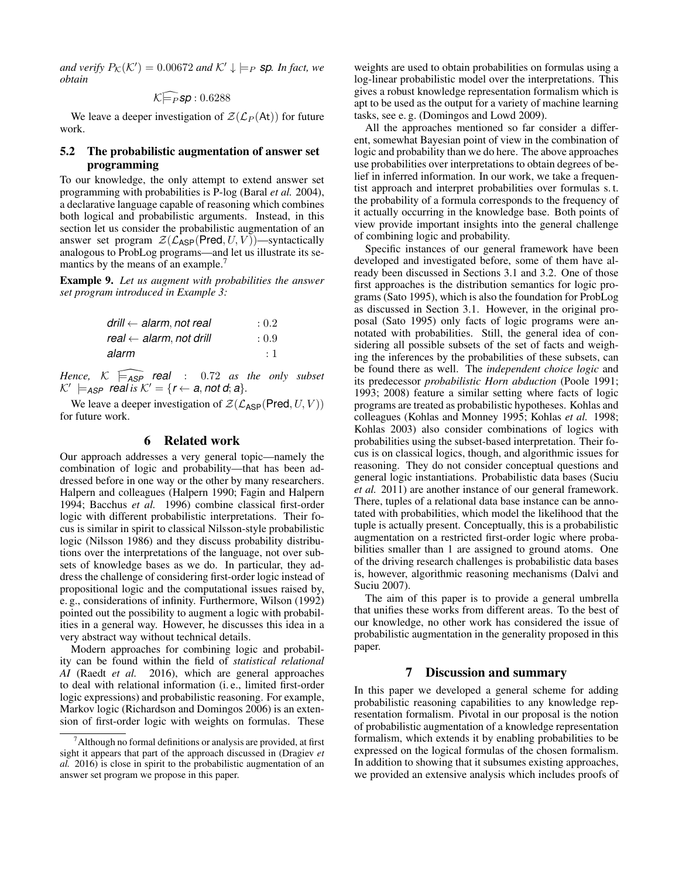*and verify $P_{\mathcal{K}}(\mathcal{K}') = 0.00672$ and $\mathcal{K}' \downarrow \models_P$ **sp**. In fact, we obtain*

$$\mathcal{K} \widehat{\models}_P \textit{sp} : 0.6288$$

We leave a deeper investigation of $\mathcal{Z}(\mathcal{L}_P(\mathsf{At}))$ for future work.

## 5.2 The probabilistic augmentation of answer set programming

To our knowledge, the only attempt to extend answer set programming with probabilities is P-log (Baral *et al.* 2004), a declarative language capable of reasoning which combines both logical and probabilistic arguments. Instead, in this section let us consider the probabilistic augmentation of an answer set program $\mathcal{Z}(\mathcal{L}_{\mathsf{ASP}}(\mathsf{Pred}, U, V))$—syntactically analogous to ProbLog programs—and let us illustrate its semantics by the means of an example.[7]

**Example 9.** *Let us augment with probabilities the answer set program introduced in Example 3:*

$$\begin{aligned} &\textit{drill} \leftarrow \textit{alarm}, \textit{not real} && : 0.2 \\ &\textit{real} \leftarrow \textit{alarm}, \textit{not drill} && : 0.9 \\ &\textit{alarm} && : 1 \end{aligned}$$

*Hence, $\mathcal{K} \widehat{\models}_{\mathsf{ASP}}$ **real** : 0.72 as the only subset $\mathcal{K}' \models_{\mathsf{ASP}}$ **real** is $\mathcal{K}' = \{r \leftarrow a, \textit{not } d; a\}$.*

We leave a deeper investigation of $\mathcal{Z}(\mathcal{L}_{\mathsf{ASP}}(\mathsf{Pred}, U, V))$ for future work.

# 6 Related work

Our approach addresses a very general topic—namely the combination of logic and probability—that has been addressed before in one way or the other by many researchers. Halpern and colleagues (Halpern 1990; Fagin and Halpern 1994; Bacchus *et al.* 1996) combine classical first-order logic with different probabilistic interpretations. Their focus is similar in spirit to classical Nilsson-style probabilistic logic (Nilsson 1986) and they discuss probability distributions over the interpretations of the language, not over subsets of knowledge bases as we do. In particular, they address the challenge of considering first-order logic instead of propositional logic and the computational issues raised by, e. g., considerations of infinity. Furthermore, Wilson (1992) pointed out the possibility to augment a logic with probabilities in a general way. However, he discusses this idea in a very abstract way without technical details.

Modern approaches for combining logic and probability can be found within the field of *statistical relational AI* (Raedt *et al.* 2016), which are general approaches to deal with relational information (i. e., limited first-order logic expressions) and probabilistic reasoning. For example, Markov logic (Richardson and Domingos 2006) is an extension of first-order logic with weights on formulas. These weights are used to obtain probabilities on formulas using a log-linear probabilistic model over the interpretations. This gives a robust knowledge representation formalism which is apt to be used as the output for a variety of machine learning tasks, see e. g. (Domingos and Lowd 2009).

All the approaches mentioned so far consider a different, somewhat Bayesian point of view in the combination of logic and probability than we do here. The above approaches use probabilities over interpretations to obtain degrees of belief in inferred information. In our work, we take a frequentist approach and interpret probabilities over formulas s. t. the probability of a formula corresponds to the frequency of it actually occurring in the knowledge base. Both points of view provide important insights into the general challenge of combining logic and probability.

Specific instances of our general framework have been developed and investigated before, some of them have already been discussed in Sections 3.1 and 3.2. One of those first approaches is the distribution semantics for logic programs (Sato 1995), which is also the foundation for ProbLog as discussed in Section 3.1. However, in the original proposal (Sato 1995) only facts of logic programs were annotated with probabilities. Still, the general idea of considering all possible subsets of the set of facts and weighing the inferences by the probabilities of these subsets, can be found there as well. The *independent choice logic* and its predecessor *probabilistic Horn abduction* (Poole 1991; 1993; 2008) feature a similar setting where facts of logic programs are treated as probabilistic hypotheses. Kohlas and colleagues (Kohlas and Monney 1995; Kohlas *et al.* 1998; Kohlas 2003) also consider combinations of logics with probabilities using the subset-based interpretation. Their focus is on classical logics, though, and algorithmic issues for reasoning. They do not consider conceptual questions and general logic instantiations. Probabilistic data bases (Suciu *et al.* 2011) are another instance of our general framework. There, tuples of a relational data base instance can be annotated with probabilities, which model the likelihood that the tuple is actually present. Conceptually, this is a probabilistic augmentation on a restricted first-order logic where probabilities smaller than 1 are assigned to ground atoms. One of the driving research challenges is probabilistic data bases is, however, algorithmic reasoning mechanisms (Dalvi and Suciu 2007).

The aim of this paper is to provide a general umbrella that unifies these works from different areas. To the best of our knowledge, no other work has considered the issue of probabilistic augmentation in the generality proposed in this paper.

# 7 Discussion and summary

In this paper we developed a general scheme for adding probabilistic reasoning capabilities to any knowledge representation formalism. Pivotal in our proposal is the notion of probabilistic augmentation of a knowledge representation formalism, which extends it by enabling probabilities to be expressed on the logical formulas of the chosen formalism. In addition to showing that it subsumes existing approaches, we provided an extensive analysis which includes proofs of

[7] Although no formal definitions or analysis are provided, at first sight it appears that part of the approach discussed in (Dragiev *et al.* 2016) is close in spirit to the probabilistic augmentation of an answer set program we propose in this paper.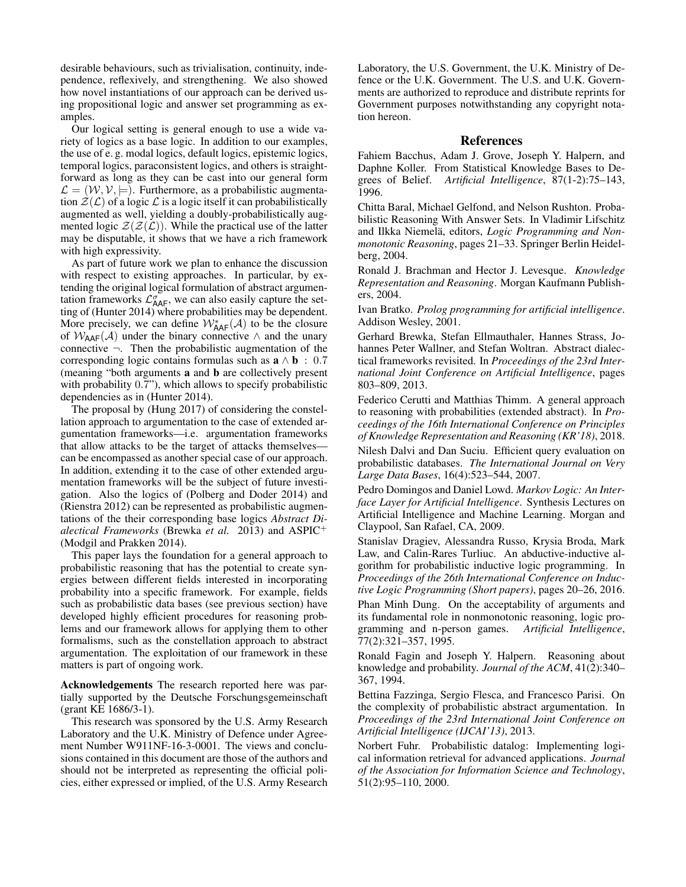desirable behaviours, such as trivialisation, continuity, independence, reflexively, and strengthening. We also showed how novel instantiations of our approach can be derived using propositional logic and answer set programming as examples.

Our logical setting is general enough to use a wide variety of logics as a base logic. In addition to our examples, the use of e. g. modal logics, default logics, epistemic logics, temporal logics, paraconsistent logics, and others is straightforward as long as they can be cast into our general form $\mathcal{L} = (\mathcal{W}, \mathcal{V}, \models)$. Furthermore, as a probabilistic augmentation $\mathcal{Z}(\mathcal{L})$ of a logic $\mathcal{L}$ is a logic itself it can probabilistically augmented as well, yielding a doubly-probabilistically augmented logic $\mathcal{Z}(\mathcal{Z}(\mathcal{L}))$. While the practical use of the latter may be disputable, it shows that we have a rich framework with high expressivity.

As part of future work we plan to enhance the discussion with respect to existing approaches. In particular, by extending the original logical formulation of abstract argumentation frameworks $\mathcal{L}^{\sigma}_{\mathsf{AAF}}$, we can also easily capture the setting of (Hunter 2014) where probabilities may be dependent. More precisely, we can define $\mathcal{W}^{*}_{\mathsf{AAF}}(\mathcal{A})$ to be the closure of $\mathcal{W}_{\mathsf{AAF}}(\mathcal{A})$ under the binary connective $\wedge$ and the unary connective $\neg$. Then the probabilistic augmentation of the corresponding logic contains formulas such as $\mathbf{a} \wedge \mathbf{b} \,:\, 0.7$ (meaning "both arguments **a** and **b** are collectively present with probability $0.7$"), which allows to specify probabilistic dependencies as in (Hunter 2014).

The proposal by (Hung 2017) of considering the constellation approach to argumentation to the case of extended argumentation frameworks—i.e. argumentation frameworks that allow attacks to be the target of attacks themselves—can be encompassed as another special case of our approach. In addition, extending it to the case of other extended argumentation frameworks will be the subject of future investigation. Also the logics of (Polberg and Doder 2014) and (Rienstra 2012) can be represented as probabilistic augmentations of the their corresponding base logics *Abstract Dialectical Frameworks* (Brewka *et al.* 2013) and ASPIC$^{+}$ (Modgil and Prakken 2014).

This paper lays the foundation for a general approach to probabilistic reasoning that has the potential to create synergies between different fields interested in incorporating probability into a specific framework. For example, fields such as probabilistic data bases (see previous section) have developed highly efficient procedures for reasoning problems and our framework allows for applying them to other formalisms, such as the constellation approach to abstract argumentation. The exploitation of our framework in these matters is part of ongoing work.

**Acknowledgements** The research reported here was partially supported by the Deutsche Forschungsgemeinschaft (grant KE 1686/3-1).

This research was sponsored by the U.S. Army Research Laboratory and the U.K. Ministry of Defence under Agreement Number W911NF-16-3-0001. The views and conclusions contained in this document are those of the authors and should not be interpreted as representing the official policies, either expressed or implied, of the U.S. Army Research Laboratory, the U.S. Government, the U.K. Ministry of Defence or the U.K. Government. The U.S. and U.K. Governments are authorized to reproduce and distribute reprints for Government purposes notwithstanding any copyright notation hereon.

## References

Fahiem Bacchus, Adam J. Grove, Joseph Y. Halpern, and Daphne Koller. From Statistical Knowledge Bases to Degrees of Belief. *Artificial Intelligence*, 87(1-2):75–143, 1996.

Chitta Baral, Michael Gelfond, and Nelson Rushton. Probabilistic Reasoning With Answer Sets. In Vladimir Lifschitz and Ilkka Niemelä, editors, *Logic Programming and Nonmonotonic Reasoning*, pages 21–33. Springer Berlin Heidelberg, 2004.

Ronald J. Brachman and Hector J. Levesque. *Knowledge Representation and Reasoning*. Morgan Kaufmann Publishers, 2004.

Ivan Bratko. *Prolog programming for artificial intelligence*. Addison Wesley, 2001.

Gerhard Brewka, Stefan Ellmauthaler, Hannes Strass, Johannes Peter Wallner, and Stefan Woltran. Abstract dialectical frameworks revisited. In *Proceedings of the 23rd International Joint Conference on Artificial Intelligence*, pages 803–809, 2013.

Federico Cerutti and Matthias Thimm. A general approach to reasoning with probabilities (extended abstract). In *Proceedings of the 16th International Conference on Principles of Knowledge Representation and Reasoning (KR'18)*, 2018.

Nilesh Dalvi and Dan Suciu. Efficient query evaluation on probabilistic databases. *The International Journal on Very Large Data Bases*, 16(4):523–544, 2007.

Pedro Domingos and Daniel Lowd. *Markov Logic: An Interface Layer for Artificial Intelligence*. Synthesis Lectures on Artificial Intelligence and Machine Learning. Morgan and Claypool, San Rafael, CA, 2009.

Stanislav Dragiev, Alessandra Russo, Krysia Broda, Mark Law, and Calin-Rares Turliuc. An abductive-inductive algorithm for probabilistic inductive logic programming. In *Proceedings of the 26th International Conference on Inductive Logic Programming (Short papers)*, pages 20–26, 2016.

Phan Minh Dung. On the acceptability of arguments and its fundamental role in nonmonotonic reasoning, logic programming and n-person games. *Artificial Intelligence*, 77(2):321–357, 1995.

Ronald Fagin and Joseph Y. Halpern. Reasoning about knowledge and probability. *Journal of the ACM*, 41(2):340–367, 1994.

Bettina Fazzinga, Sergio Flesca, and Francesco Parisi. On the complexity of probabilistic abstract argumentation. In *Proceedings of the 23rd International Joint Conference on Artificial Intelligence (IJCAI'13)*, 2013.

Norbert Fuhr. Probabilistic datalog: Implementing logical information retrieval for advanced applications. *Journal of the Association for Information Science and Technology*, 51(2):95–110, 2000.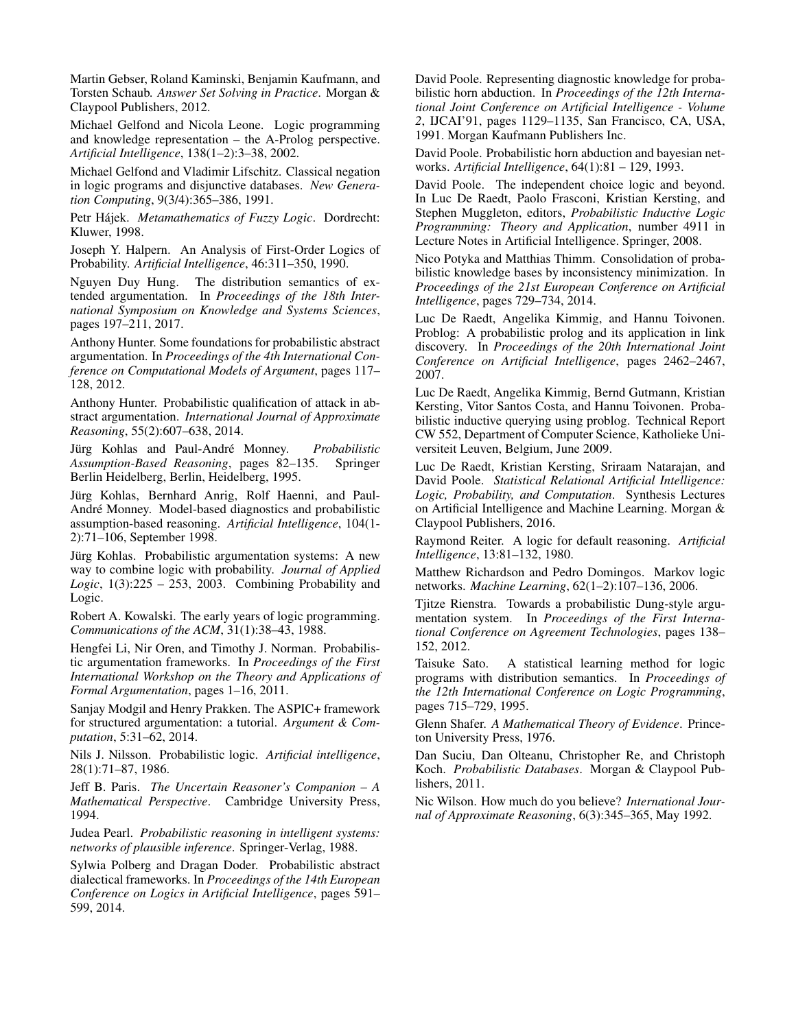Martin Gebser, Roland Kaminski, Benjamin Kaufmann, and Torsten Schaub. *Answer Set Solving in Practice*. Morgan & Claypool Publishers, 2012.

Michael Gelfond and Nicola Leone. Logic programming and knowledge representation – the A-Prolog perspective. *Artificial Intelligence*, 138(1–2):3–38, 2002.

Michael Gelfond and Vladimir Lifschitz. Classical negation in logic programs and disjunctive databases. *New Generation Computing*, 9(3/4):365–386, 1991.

Petr Hájek. *Metamathematics of Fuzzy Logic*. Dordrecht: Kluwer, 1998.

Joseph Y. Halpern. An Analysis of First-Order Logics of Probability. *Artificial Intelligence*, 46:311–350, 1990.

Nguyen Duy Hung. The distribution semantics of extended argumentation. In *Proceedings of the 18th International Symposium on Knowledge and Systems Sciences*, pages 197–211, 2017.

Anthony Hunter. Some foundations for probabilistic abstract argumentation. In *Proceedings of the 4th International Conference on Computational Models of Argument*, pages 117–128, 2012.

Anthony Hunter. Probabilistic qualification of attack in abstract argumentation. *International Journal of Approximate Reasoning*, 55(2):607–638, 2014.

Jürg Kohlas and Paul-André Monney. *Probabilistic Assumption-Based Reasoning*, pages 82–135. Springer Berlin Heidelberg, Berlin, Heidelberg, 1995.

Jürg Kohlas, Bernhard Anrig, Rolf Haenni, and Paul-André Monney. Model-based diagnostics and probabilistic assumption-based reasoning. *Artificial Intelligence*, 104(1-2):71–106, September 1998.

Jürg Kohlas. Probabilistic argumentation systems: A new way to combine logic with probability. *Journal of Applied Logic*, 1(3):225 – 253, 2003. Combining Probability and Logic.

Robert A. Kowalski. The early years of logic programming. *Communications of the ACM*, 31(1):38–43, 1988.

Hengfei Li, Nir Oren, and Timothy J. Norman. Probabilistic argumentation frameworks. In *Proceedings of the First International Workshop on the Theory and Applications of Formal Argumentation*, pages 1–16, 2011.

Sanjay Modgil and Henry Prakken. The ASPIC+ framework for structured argumentation: a tutorial. *Argument & Computation*, 5:31–62, 2014.

Nils J. Nilsson. Probabilistic logic. *Artificial intelligence*, 28(1):71–87, 1986.

Jeff B. Paris. *The Uncertain Reasoner's Companion – A Mathematical Perspective*. Cambridge University Press, 1994.

Judea Pearl. *Probabilistic reasoning in intelligent systems: networks of plausible inference*. Springer-Verlag, 1988.

Sylwia Polberg and Dragan Doder. Probabilistic abstract dialectical frameworks. In *Proceedings of the 14th European Conference on Logics in Artificial Intelligence*, pages 591–599, 2014.

David Poole. Representing diagnostic knowledge for probabilistic horn abduction. In *Proceedings of the 12th International Joint Conference on Artificial Intelligence - Volume 2*, IJCAI'91, pages 1129–1135, San Francisco, CA, USA, 1991. Morgan Kaufmann Publishers Inc.

David Poole. Probabilistic horn abduction and bayesian networks. *Artificial Intelligence*, 64(1):81 – 129, 1993.

David Poole. The independent choice logic and beyond. In Luc De Raedt, Paolo Frasconi, Kristian Kersting, and Stephen Muggleton, editors, *Probabilistic Inductive Logic Programming: Theory and Application*, number 4911 in Lecture Notes in Artificial Intelligence. Springer, 2008.

Nico Potyka and Matthias Thimm. Consolidation of probabilistic knowledge bases by inconsistency minimization. In *Proceedings of the 21st European Conference on Artificial Intelligence*, pages 729–734, 2014.

Luc De Raedt, Angelika Kimmig, and Hannu Toivonen. Problog: A probabilistic prolog and its application in link discovery. In *Proceedings of the 20th International Joint Conference on Artificial Intelligence*, pages 2462–2467, 2007.

Luc De Raedt, Angelika Kimmig, Bernd Gutmann, Kristian Kersting, Vitor Santos Costa, and Hannu Toivonen. Probabilistic inductive querying using problog. Technical Report CW 552, Department of Computer Science, Katholieke Universiteit Leuven, Belgium, June 2009.

Luc De Raedt, Kristian Kersting, Sriraam Natarajan, and David Poole. *Statistical Relational Artificial Intelligence: Logic, Probability, and Computation*. Synthesis Lectures on Artificial Intelligence and Machine Learning. Morgan & Claypool Publishers, 2016.

Raymond Reiter. A logic for default reasoning. *Artificial Intelligence*, 13:81–132, 1980.

Matthew Richardson and Pedro Domingos. Markov logic networks. *Machine Learning*, 62(1–2):107–136, 2006.

Tjitze Rienstra. Towards a probabilistic Dung-style argumentation system. In *Proceedings of the First International Conference on Agreement Technologies*, pages 138–152, 2012.

Taisuke Sato. A statistical learning method for logic programs with distribution semantics. In *Proceedings of the 12th International Conference on Logic Programming*, pages 715–729, 1995.

Glenn Shafer. *A Mathematical Theory of Evidence*. Princeton University Press, 1976.

Dan Suciu, Dan Olteanu, Christopher Re, and Christoph Koch. *Probabilistic Databases*. Morgan & Claypool Publishers, 2011.

Nic Wilson. How much do you believe? *International Journal of Approximate Reasoning*, 6(3):345–365, May 1992.